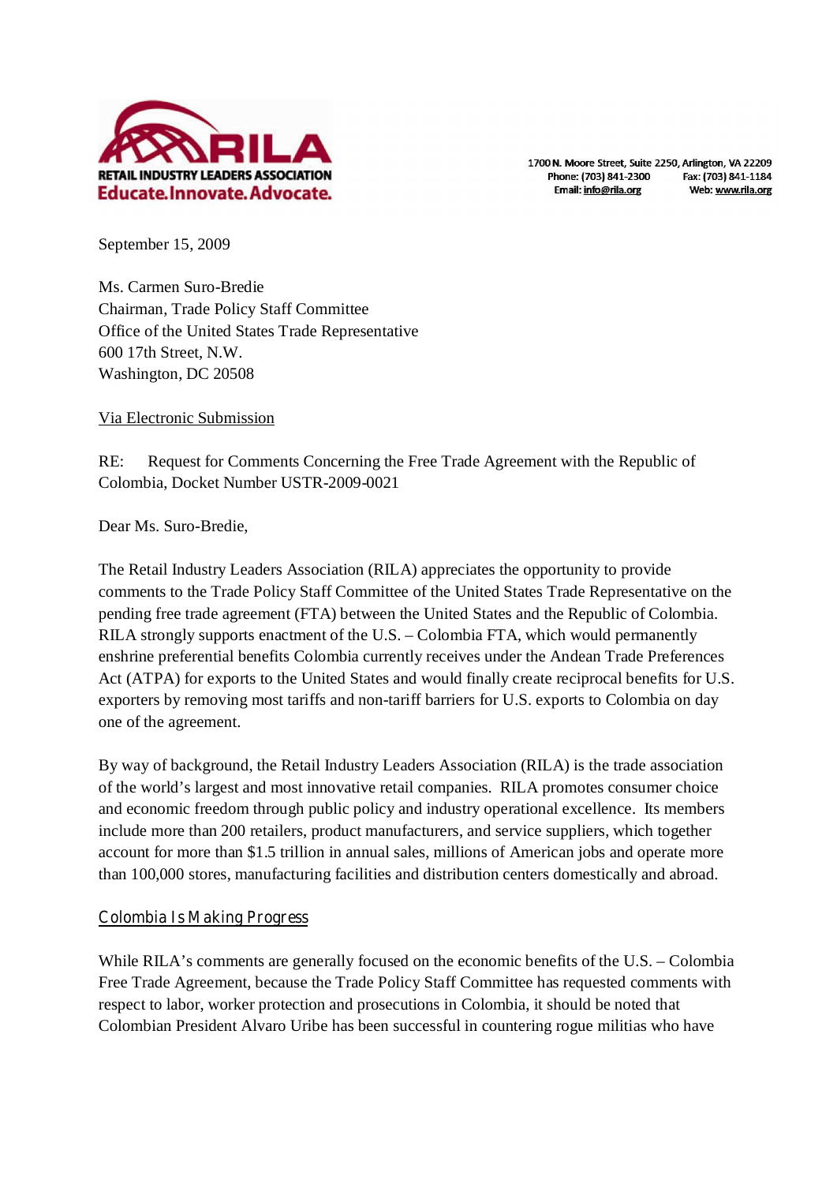RILA

RETAIL INDUSTRY LEADERS ASSOCIATION

Educate.Innovate.Advocate.

1700 N. Moore Street, Suite 2250, Arlington, VA 22209
Phone: (703) 841-2300 Fax: (703) 841-1184
Email: info@rila.org Web: www.rila.org

September 15, 2009

Ms. Carmen Suro-Bredie
Chairman, Trade Policy Staff Committee
Office of the United States Trade Representative
600 17th Street, N.W.
Washington, DC 20508

Via Electronic Submission

RE: Request for Comments Concerning the Free Trade Agreement with the Republic of Colombia, Docket Number USTR-2009-0021

Dear Ms. Suro-Bredie,

The Retail Industry Leaders Association (RILA) appreciates the opportunity to provide comments to the Trade Policy Staff Committee of the United States Trade Representative on the pending free trade agreement (FTA) between the United States and the Republic of Colombia. RILA strongly supports enactment of the U.S. – Colombia FTA, which would permanently enshrine preferential benefits Colombia currently receives under the Andean Trade Preferences Act (ATPA) for exports to the United States and would finally create reciprocal benefits for U.S. exporters by removing most tariffs and non-tariff barriers for U.S. exports to Colombia on day one of the agreement.

By way of background, the Retail Industry Leaders Association (RILA) is the trade association of the world's largest and most innovative retail companies. RILA promotes consumer choice and economic freedom through public policy and industry operational excellence. Its members include more than 200 retailers, product manufacturers, and service suppliers, which together account for more than $1.5 trillion in annual sales, millions of American jobs and operate more than 100,000 stores, manufacturing facilities and distribution centers domestically and abroad.

## Colombia Is Making Progress

While RILA's comments are generally focused on the economic benefits of the U.S. – Colombia Free Trade Agreement, because the Trade Policy Staff Committee has requested comments with respect to labor, worker protection and prosecutions in Colombia, it should be noted that Colombian President Alvaro Uribe has been successful in countering rogue militias who have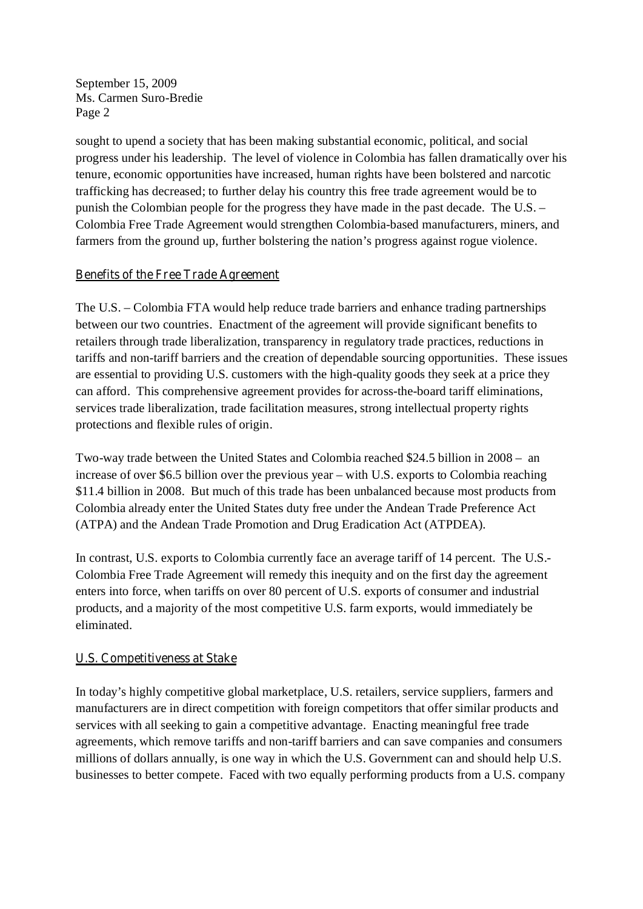sought to upend a society that has been making substantial economic, political, and social progress under his leadership. The level of violence in Colombia has fallen dramatically over his tenure, economic opportunities have increased, human rights have been bolstered and narcotic trafficking has decreased; to further delay his country this free trade agreement would be to punish the Colombian people for the progress they have made in the past decade. The U.S. – Colombia Free Trade Agreement would strengthen Colombia-based manufacturers, miners, and farmers from the ground up, further bolstering the nation's progress against rogue violence.

## Benefits of the Free Trade Agreement

The U.S. – Colombia FTA would help reduce trade barriers and enhance trading partnerships between our two countries. Enactment of the agreement will provide significant benefits to retailers through trade liberalization, transparency in regulatory trade practices, reductions in tariffs and non-tariff barriers and the creation of dependable sourcing opportunities. These issues are essential to providing U.S. customers with the high-quality goods they seek at a price they can afford. This comprehensive agreement provides for across-the-board tariff eliminations, services trade liberalization, trade facilitation measures, strong intellectual property rights protections and flexible rules of origin.

Two-way trade between the United States and Colombia reached $24.5 billion in 2008 – an increase of over $6.5 billion over the previous year – with U.S. exports to Colombia reaching $11.4 billion in 2008. But much of this trade has been unbalanced because most products from Colombia already enter the United States duty free under the Andean Trade Preference Act (ATPA) and the Andean Trade Promotion and Drug Eradication Act (ATPDEA).

In contrast, U.S. exports to Colombia currently face an average tariff of 14 percent. The U.S.-Colombia Free Trade Agreement will remedy this inequity and on the first day the agreement enters into force, when tariffs on over 80 percent of U.S. exports of consumer and industrial products, and a majority of the most competitive U.S. farm exports, would immediately be eliminated.

## U.S. Competitiveness at Stake

In today's highly competitive global marketplace, U.S. retailers, service suppliers, farmers and manufacturers are in direct competition with foreign competitors that offer similar products and services with all seeking to gain a competitive advantage. Enacting meaningful free trade agreements, which remove tariffs and non-tariff barriers and can save companies and consumers millions of dollars annually, is one way in which the U.S. Government can and should help U.S. businesses to better compete. Faced with two equally performing products from a U.S. company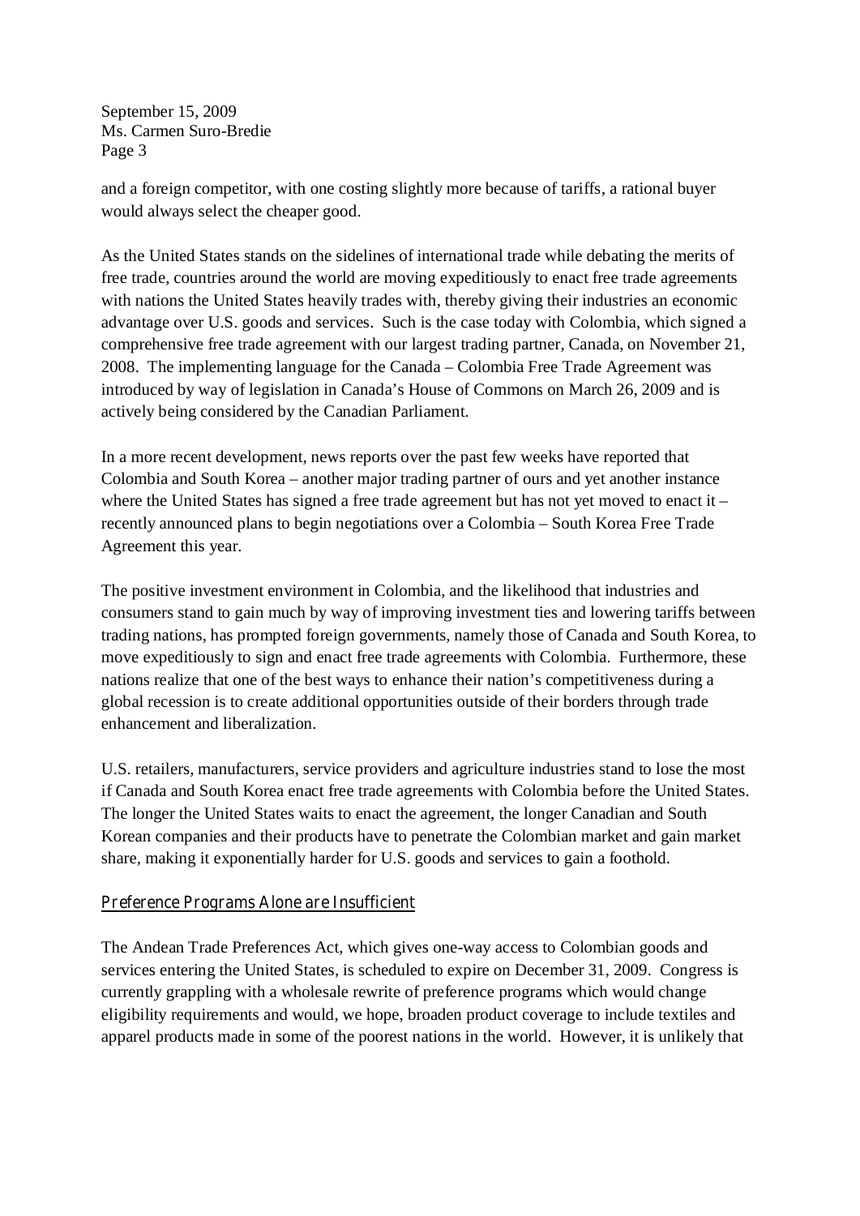and a foreign competitor, with one costing slightly more because of tariffs, a rational buyer would always select the cheaper good.

As the United States stands on the sidelines of international trade while debating the merits of free trade, countries around the world are moving expeditiously to enact free trade agreements with nations the United States heavily trades with, thereby giving their industries an economic advantage over U.S. goods and services. Such is the case today with Colombia, which signed a comprehensive free trade agreement with our largest trading partner, Canada, on November 21, 2008. The implementing language for the Canada – Colombia Free Trade Agreement was introduced by way of legislation in Canada's House of Commons on March 26, 2009 and is actively being considered by the Canadian Parliament.

In a more recent development, news reports over the past few weeks have reported that Colombia and South Korea – another major trading partner of ours and yet another instance where the United States has signed a free trade agreement but has not yet moved to enact it – recently announced plans to begin negotiations over a Colombia – South Korea Free Trade Agreement this year.

The positive investment environment in Colombia, and the likelihood that industries and consumers stand to gain much by way of improving investment ties and lowering tariffs between trading nations, has prompted foreign governments, namely those of Canada and South Korea, to move expeditiously to sign and enact free trade agreements with Colombia. Furthermore, these nations realize that one of the best ways to enhance their nation's competitiveness during a global recession is to create additional opportunities outside of their borders through trade enhancement and liberalization.

U.S. retailers, manufacturers, service providers and agriculture industries stand to lose the most if Canada and South Korea enact free trade agreements with Colombia before the United States. The longer the United States waits to enact the agreement, the longer Canadian and South Korean companies and their products have to penetrate the Colombian market and gain market share, making it exponentially harder for U.S. goods and services to gain a foothold.

## Preference Programs Alone are Insufficient

The Andean Trade Preferences Act, which gives one-way access to Colombian goods and services entering the United States, is scheduled to expire on December 31, 2009. Congress is currently grappling with a wholesale rewrite of preference programs which would change eligibility requirements and would, we hope, broaden product coverage to include textiles and apparel products made in some of the poorest nations in the world. However, it is unlikely that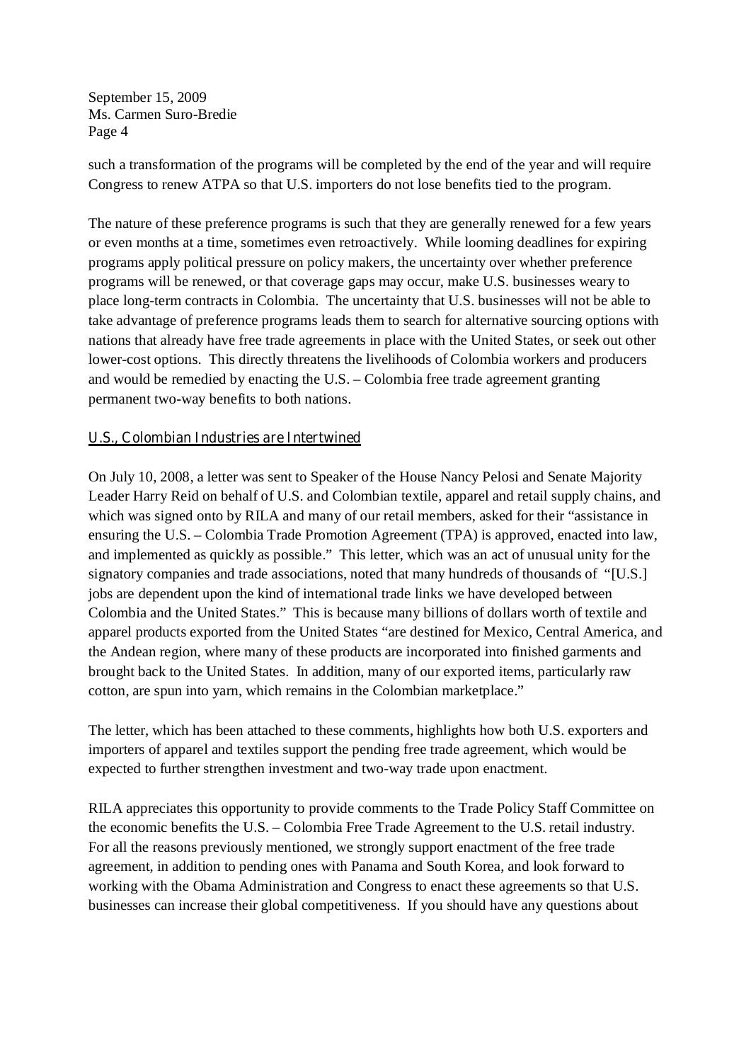such a transformation of the programs will be completed by the end of the year and will require Congress to renew ATPA so that U.S. importers do not lose benefits tied to the program.

The nature of these preference programs is such that they are generally renewed for a few years or even months at a time, sometimes even retroactively. While looming deadlines for expiring programs apply political pressure on policy makers, the uncertainty over whether preference programs will be renewed, or that coverage gaps may occur, make U.S. businesses weary to place long-term contracts in Colombia. The uncertainty that U.S. businesses will not be able to take advantage of preference programs leads them to search for alternative sourcing options with nations that already have free trade agreements in place with the United States, or seek out other lower-cost options. This directly threatens the livelihoods of Colombia workers and producers and would be remedied by enacting the U.S. – Colombia free trade agreement granting permanent two-way benefits to both nations.

## U.S., Colombian Industries are Intertwined

On July 10, 2008, a letter was sent to Speaker of the House Nancy Pelosi and Senate Majority Leader Harry Reid on behalf of U.S. and Colombian textile, apparel and retail supply chains, and which was signed onto by RILA and many of our retail members, asked for their "assistance in ensuring the U.S. – Colombia Trade Promotion Agreement (TPA) is approved, enacted into law, and implemented as quickly as possible." This letter, which was an act of unusual unity for the signatory companies and trade associations, noted that many hundreds of thousands of "[U.S.] jobs are dependent upon the kind of international trade links we have developed between Colombia and the United States." This is because many billions of dollars worth of textile and apparel products exported from the United States "are destined for Mexico, Central America, and the Andean region, where many of these products are incorporated into finished garments and brought back to the United States. In addition, many of our exported items, particularly raw cotton, are spun into yarn, which remains in the Colombian marketplace."

The letter, which has been attached to these comments, highlights how both U.S. exporters and importers of apparel and textiles support the pending free trade agreement, which would be expected to further strengthen investment and two-way trade upon enactment.

RILA appreciates this opportunity to provide comments to the Trade Policy Staff Committee on the economic benefits the U.S. – Colombia Free Trade Agreement to the U.S. retail industry. For all the reasons previously mentioned, we strongly support enactment of the free trade agreement, in addition to pending ones with Panama and South Korea, and look forward to working with the Obama Administration and Congress to enact these agreements so that U.S. businesses can increase their global competitiveness. If you should have any questions about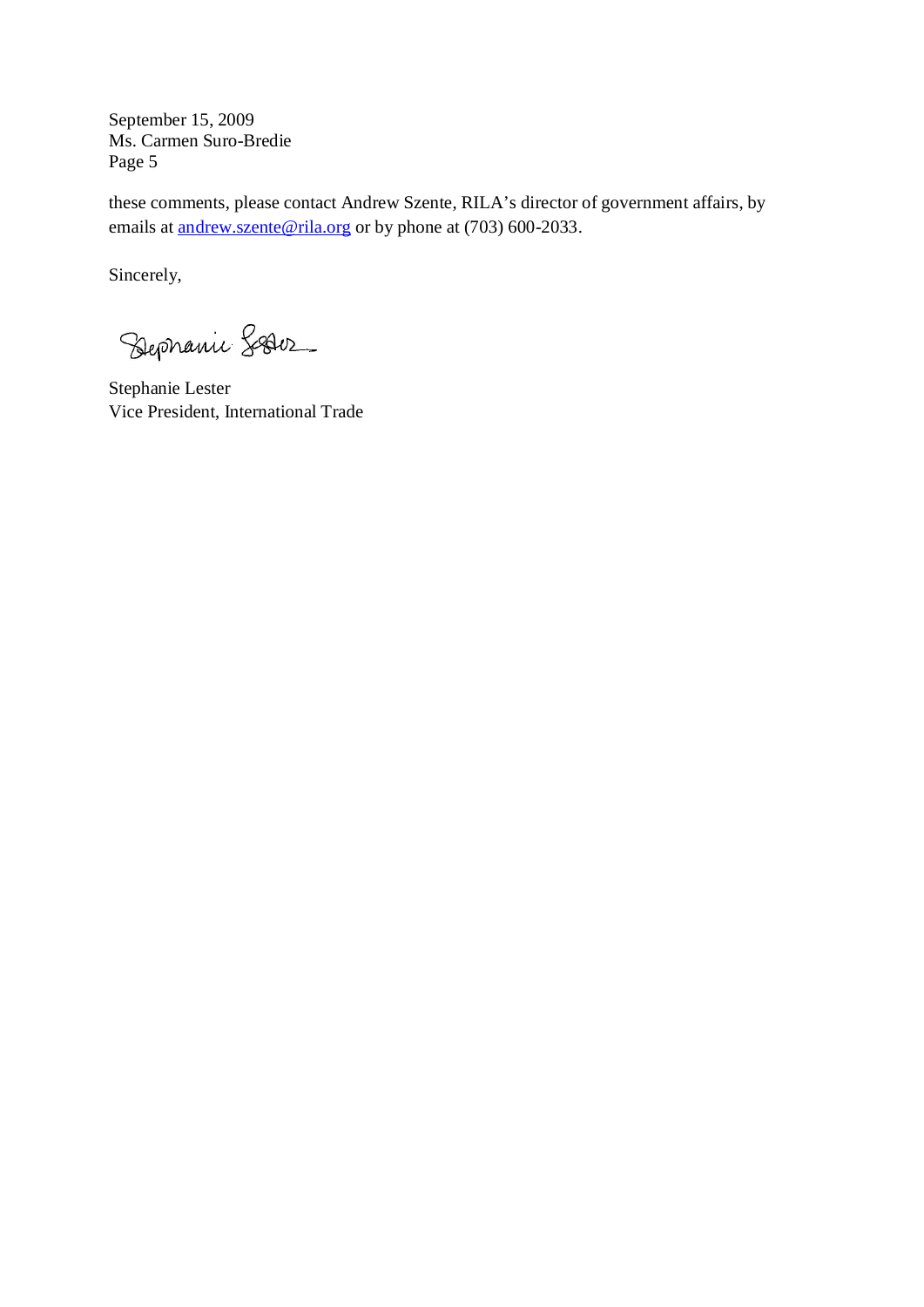these comments, please contact Andrew Szente, RILA's director of government affairs, by emails at andrew.szente@rila.org or by phone at (703) 600-2033.

Sincerely,

Stephanie Lester
Vice President, International Trade